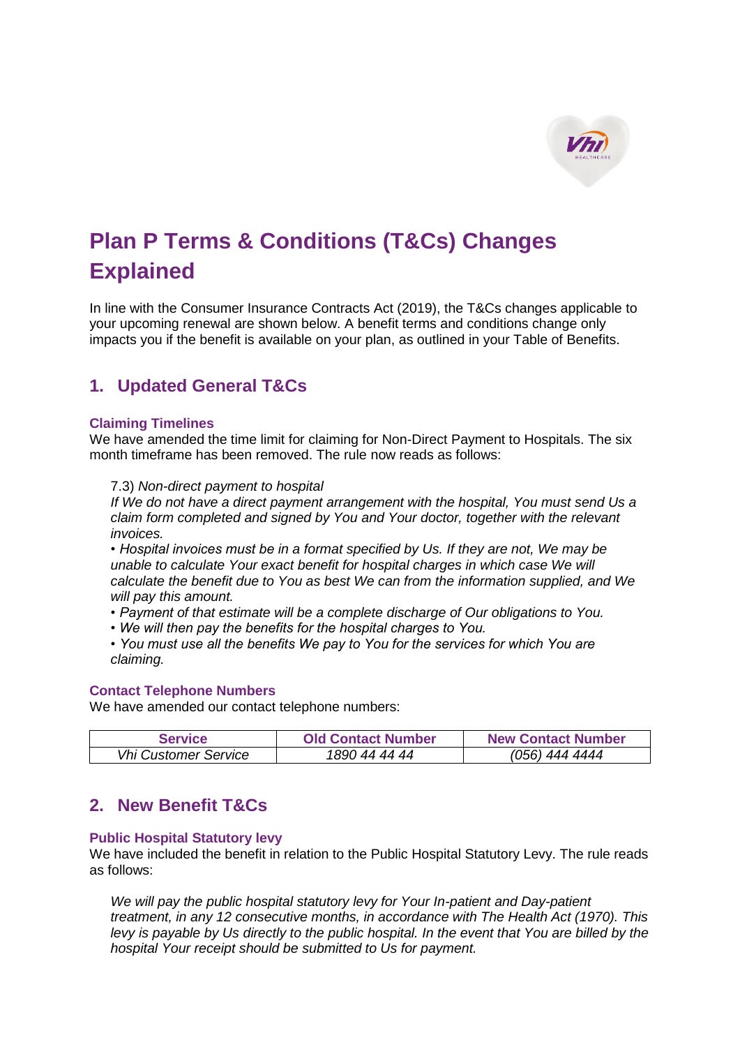# Plan P Terms & Conditions (T&Cs) Changes Explained

In line with the Consumer Insurance Contracts Act (2019), the T&Cs changes applicable to your upcoming renewal are shown below. A benefit terms and conditions change only impacts you if the benefit is available on your plan, as outlined in your Table of Benefits.

## 1. Updated General T&Cs

### Claiming Timelines

We have amended the time limit for claiming for Non-Direct Payment to Hospitals. The six month timeframe has been removed. The rule now reads as follows:

> 7.3) *Non-direct payment to hospital*
>
> *If We do not have a direct payment arrangement with the hospital, You must send Us a claim form completed and signed by You and Your doctor, together with the relevant invoices.*
>
> *• Hospital invoices must be in a format specified by Us. If they are not, We may be unable to calculate Your exact benefit for hospital charges in which case We will calculate the benefit due to You as best We can from the information supplied, and We will pay this amount.*
>
> *• Payment of that estimate will be a complete discharge of Our obligations to You.*
>
> *• We will then pay the benefits for the hospital charges to You.*
>
> *• You must use all the benefits We pay to You for the services for which You are claiming.*

### Contact Telephone Numbers

We have amended our contact telephone numbers:

| Service | Old Contact Number | New Contact Number |
|---|---|---|
| *Vhi Customer Service* | *1890 44 44 44* | *(056) 444 4444* |

## 2. New Benefit T&Cs

### Public Hospital Statutory levy

We have included the benefit in relation to the Public Hospital Statutory Levy. The rule reads as follows:

> *We will pay the public hospital statutory levy for Your In-patient and Day-patient treatment, in any 12 consecutive months, in accordance with The Health Act (1970). This levy is payable by Us directly to the public hospital. In the event that You are billed by the hospital Your receipt should be submitted to Us for payment.*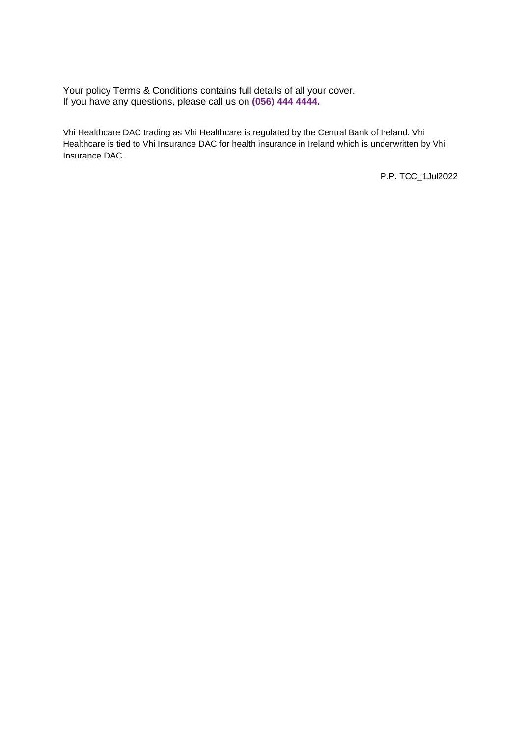Your policy Terms & Conditions contains full details of all your cover.
If you have any questions, please call us on **(056) 444 4444.**

Vhi Healthcare DAC trading as Vhi Healthcare is regulated by the Central Bank of Ireland. Vhi Healthcare is tied to Vhi Insurance DAC for health insurance in Ireland which is underwritten by Vhi Insurance DAC.

P.P. TCC_1Jul2022